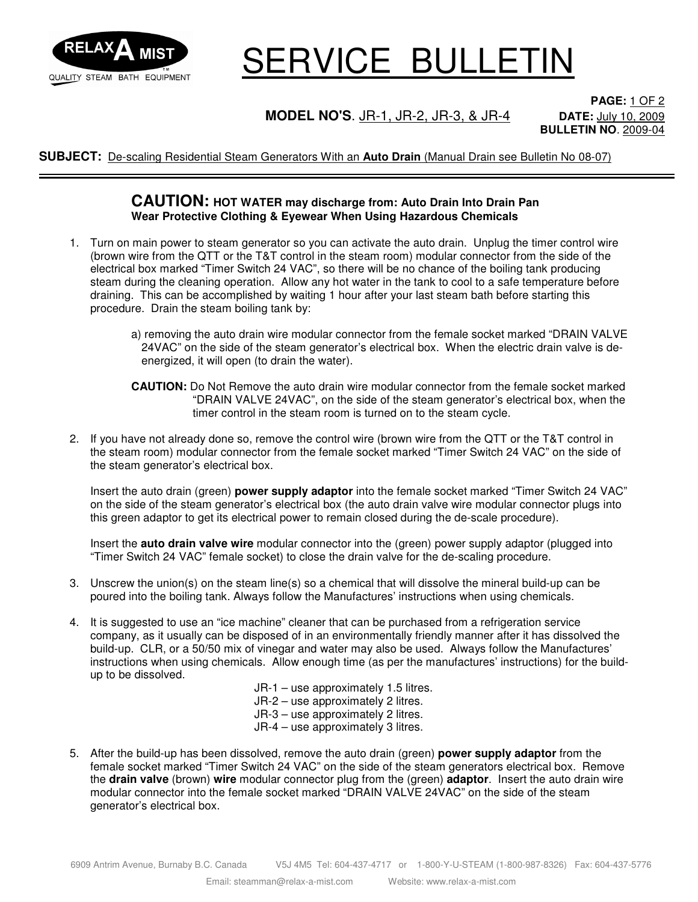RELAX A MIST™
QUALITY STEAM BATH EQUIPMENT

# SERVICE BULLETIN

**MODEL NO'S**. JR-1, JR-2, JR-3, & JR-4

**PAGE:** 1 OF 2
**DATE:** July 10, 2009
**BULLETIN NO**. 2009-04

**SUBJECT:** De-scaling Residential Steam Generators With an **Auto Drain** (Manual Drain see Bulletin No 08-07)

---

**CAUTION: HOT WATER may discharge from: Auto Drain Into Drain Pan**
**Wear Protective Clothing & Eyewear When Using Hazardous Chemicals**

1. Turn on main power to steam generator so you can activate the auto drain. Unplug the timer control wire (brown wire from the QTT or the T&T control in the steam room) modular connector from the side of the electrical box marked "Timer Switch 24 VAC", so there will be no chance of the boiling tank producing steam during the cleaning operation. Allow any hot water in the tank to cool to a safe temperature before draining. This can be accomplished by waiting 1 hour after your last steam bath before starting this procedure. Drain the steam boiling tank by:

   a) removing the auto drain wire modular connector from the female socket marked "DRAIN VALVE 24VAC" on the side of the steam generator's electrical box. When the electric drain valve is de-energized, it will open (to drain the water).

   **CAUTION:** Do Not Remove the auto drain wire modular connector from the female socket marked "DRAIN VALVE 24VAC", on the side of the steam generator's electrical box, when the timer control in the steam room is turned on to the steam cycle.

2. If you have not already done so, remove the control wire (brown wire from the QTT or the T&T control in the steam room) modular connector from the female socket marked "Timer Switch 24 VAC" on the side of the steam generator's electrical box.

   Insert the auto drain (green) **power supply adaptor** into the female socket marked "Timer Switch 24 VAC" on the side of the steam generator's electrical box (the auto drain valve wire modular connector plugs into this green adaptor to get its electrical power to remain closed during the de-scale procedure).

   Insert the **auto drain valve wire** modular connector into the (green) power supply adaptor (plugged into "Timer Switch 24 VAC" female socket) to close the drain valve for the de-scaling procedure.

3. Unscrew the union(s) on the steam line(s) so a chemical that will dissolve the mineral build-up can be poured into the boiling tank. Always follow the Manufactures' instructions when using chemicals.

4. It is suggested to use an "ice machine" cleaner that can be purchased from a refrigeration service company, as it usually can be disposed of in an environmentally friendly manner after it has dissolved the build-up. CLR, or a 50/50 mix of vinegar and water may also be used. Always follow the Manufactures' instructions when using chemicals. Allow enough time (as per the manufactures' instructions) for the build-up to be dissolved.

   JR-1 – use approximately 1.5 litres.
   JR-2 – use approximately 2 litres.
   JR-3 – use approximately 2 litres.
   JR-4 – use approximately 3 litres.

5. After the build-up has been dissolved, remove the auto drain (green) **power supply adaptor** from the female socket marked "Timer Switch 24 VAC" on the side of the steam generators electrical box. Remove the **drain valve** (brown) **wire** modular connector plug from the (green) **adaptor**. Insert the auto drain wire modular connector into the female socket marked "DRAIN VALVE 24VAC" on the side of the steam generator's electrical box.

6909 Antrim Avenue, Burnaby B.C. Canada V5J 4M5 Tel: 604-437-4717 or 1-800-Y-U-STEAM (1-800-987-8326) Fax: 604-437-5776
Email: steamman@relax-a-mist.com Website: www.relax-a-mist.com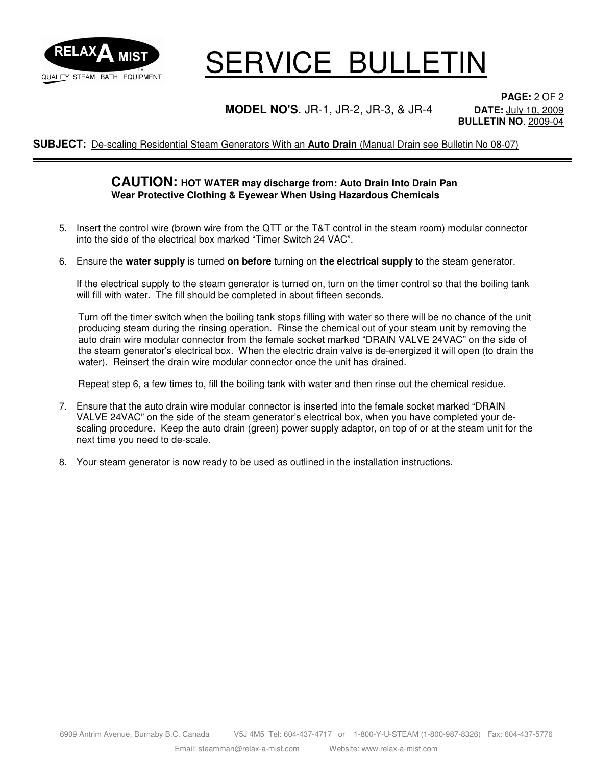# SERVICE BULLETIN

**PAGE:** 2 OF 2

**MODEL NO'S**. JR-1, JR-2, JR-3, & JR-4 **DATE:** July 10, 2009

**BULLETIN NO**. 2009-04

**SUBJECT:** De-scaling Residential Steam Generators With an **Auto Drain** (Manual Drain see Bulletin No 08-07)

---

**CAUTION: HOT WATER may discharge from: Auto Drain Into Drain Pan**
**Wear Protective Clothing & Eyewear When Using Hazardous Chemicals**

5. Insert the control wire (brown wire from the QTT or the T&T control in the steam room) modular connector into the side of the electrical box marked "Timer Switch 24 VAC".

6. Ensure the **water supply** is turned **on before** turning on **the electrical supply** to the steam generator.

   If the electrical supply to the steam generator is turned on, turn on the timer control so that the boiling tank will fill with water. The fill should be completed in about fifteen seconds.

   Turn off the timer switch when the boiling tank stops filling with water so there will be no chance of the unit producing steam during the rinsing operation. Rinse the chemical out of your steam unit by removing the auto drain wire modular connector from the female socket marked "DRAIN VALVE 24VAC" on the side of the steam generator's electrical box. When the electric drain valve is de-energized it will open (to drain the water). Reinsert the drain wire modular connector once the unit has drained.

   Repeat step 6, a few times to, fill the boiling tank with water and then rinse out the chemical residue.

7. Ensure that the auto drain wire modular connector is inserted into the female socket marked "DRAIN VALVE 24VAC" on the side of the steam generator's electrical box, when you have completed your de-scaling procedure. Keep the auto drain (green) power supply adaptor, on top of or at the steam unit for the next time you need to de-scale.

8. Your steam generator is now ready to be used as outlined in the installation instructions.